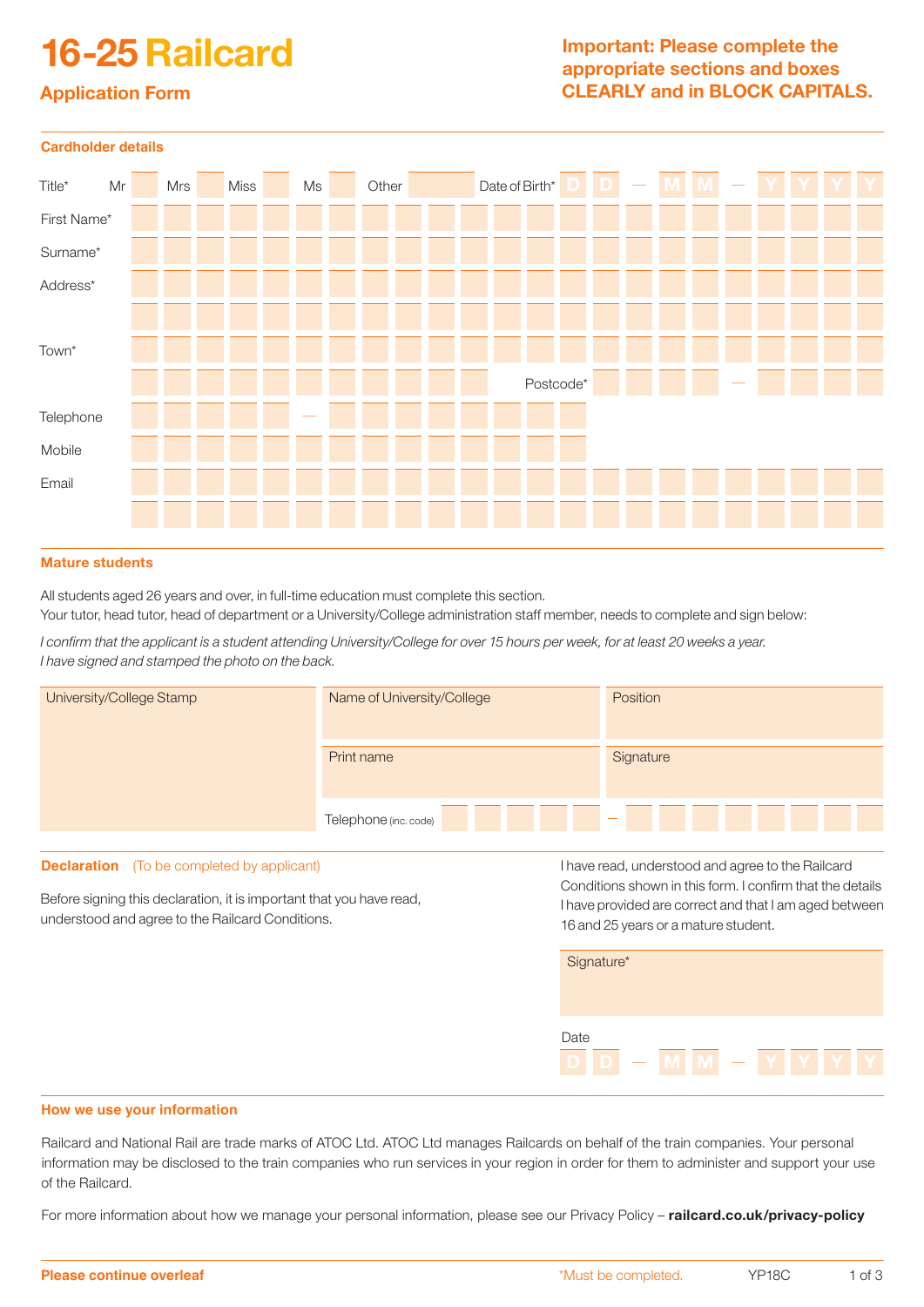# 16-25 Railcard

## Application Form

**Important: Please complete the appropriate sections and boxes CLEARLY and in BLOCK CAPITALS.**

### Cardholder details

Title* Mr Mrs Miss Ms Other Date of Birth* D D — M M — Y Y Y Y

First Name*

Surname*

Address*

Town*

Postcode* —

Telephone —

Mobile

Email

### Mature students

All students aged 26 years and over, in full-time education must complete this section.
Your tutor, head tutor, head of department or a University/College administration staff member, needs to complete and sign below:

*I confirm that the applicant is a student attending University/College for over 15 hours per week, for at least 20 weeks a year.*
*I have signed and stamped the photo on the back.*

| University/College Stamp | Name of University/College | Position |
|---|---|---|
| | Print name | Signature |
| | Telephone (inc. code) — | |

### Declaration (To be completed by applicant)

Before signing this declaration, it is important that you have read, understood and agree to the Railcard Conditions.

I have read, understood and agree to the Railcard Conditions shown in this form. I confirm that the details I have provided are correct and that I am aged between 16 and 25 years or a mature student.

Signature*

Date D D — M M — Y Y Y Y

### How we use your information

Railcard and National Rail are trade marks of ATOC Ltd. ATOC Ltd manages Railcards on behalf of the train companies. Your personal information may be disclosed to the train companies who run services in your region in order for them to administer and support your use of the Railcard.

For more information about how we manage your personal information, please see our Privacy Policy – **railcard.co.uk/privacy-policy**

**Please continue overleaf** *Must be completed. YP18C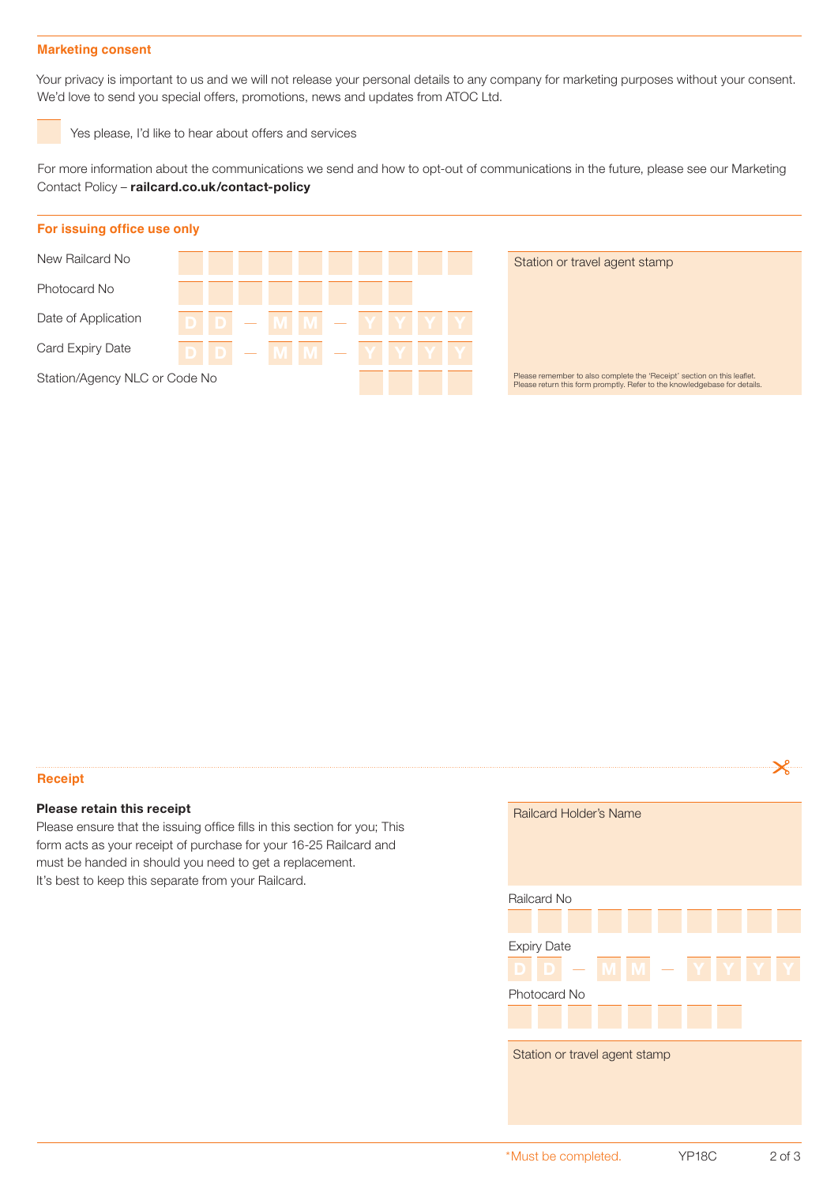## Marketing consent

Your privacy is important to us and we will not release your personal details to any company for marketing purposes without your consent. We'd love to send you special offers, promotions, news and updates from ATOC Ltd.

☐ Yes please, I'd like to hear about offers and services

For more information about the communications we send and how to opt-out of communications in the future, please see our Marketing Contact Policy – **railcard.co.uk/contact-policy**

## For issuing office use only

New Railcard No

Photocard No

Date of Application D D — M M — Y Y Y Y

Card Expiry Date D D — M M — Y Y Y Y

Station/Agency NLC or Code No

Station or travel agent stamp

Please remember to also complete the 'Receipt' section on this leaflet.
Please return this form promptly. Refer to the knowledgebase for details.

## Receipt

**Please retain this receipt**

Please ensure that the issuing office fills in this section for you; This form acts as your receipt of purchase for your 16-25 Railcard and must be handed in should you need to get a replacement.
It's best to keep this separate from your Railcard.

Railcard Holder's Name

Railcard No

Expiry Date D D — M M — Y Y Y Y

Photocard No

Station or travel agent stamp

*Must be completed. YP18C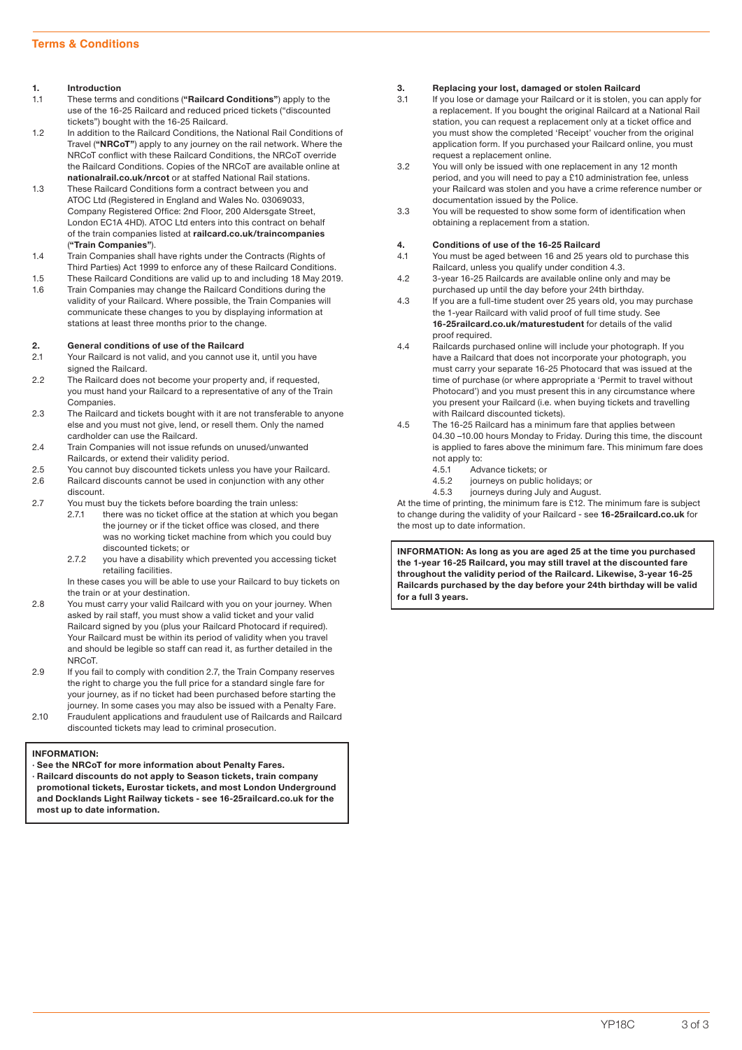# Terms & Conditions

## 1. Introduction

1.1 These terms and conditions (**"Railcard Conditions"**) apply to the use of the 16-25 Railcard and reduced priced tickets ("discounted tickets") bought with the 16-25 Railcard.

1.2 In addition to the Railcard Conditions, the National Rail Conditions of Travel (**"NRCoT"**) apply to any journey on the rail network. Where the NRCoT conflict with these Railcard Conditions, the NRCoT override the Railcard Conditions. Copies of the NRCoT are available online at **nationalrail.co.uk/nrcot** or at staffed National Rail stations.

1.3 These Railcard Conditions form a contract between you and ATOC Ltd (Registered in England and Wales No. 03069033, Company Registered Office: 2nd Floor, 200 Aldersgate Street, London EC1A 4HD). ATOC Ltd enters into this contract on behalf of the train companies listed at **railcard.co.uk/traincompanies** (**"Train Companies"**).

1.4 Train Companies shall have rights under the Contracts (Rights of Third Parties) Act 1999 to enforce any of these Railcard Conditions.

1.5 These Railcard Conditions are valid up to and including 18 May 2019.

1.6 Train Companies may change the Railcard Conditions during the validity of your Railcard. Where possible, the Train Companies will communicate these changes to you by displaying information at stations at least three months prior to the change.

## 2. General conditions of use of the Railcard

2.1 Your Railcard is not valid, and you cannot use it, until you have signed the Railcard.

2.2 The Railcard does not become your property and, if requested, you must hand your Railcard to a representative of any of the Train Companies.

2.3 The Railcard and tickets bought with it are not transferable to anyone else and you must not give, lend, or resell them. Only the named cardholder can use the Railcard.

2.4 Train Companies will not issue refunds on unused/unwanted Railcards, or extend their validity period.

2.5 You cannot buy discounted tickets unless you have your Railcard.

2.6 Railcard discounts cannot be used in conjunction with any other discount.

2.7 You must buy the tickets before boarding the train unless:

- 2.7.1 there was no ticket office at the station at which you began the journey or if the ticket office was closed, and there was no working ticket machine from which you could buy discounted tickets; or
- 2.7.2 you have a disability which prevented you accessing ticket retailing facilities.

In these cases you will be able to use your Railcard to buy tickets on the train or at your destination.

2.8 You must carry your valid Railcard with you on your journey. When asked by rail staff, you must show a valid ticket and your valid Railcard signed by you (plus your Railcard Photocard if required). Your Railcard must be within its period of validity when you travel and should be legible so staff can read it, as further detailed in the NRCoT.

2.9 If you fail to comply with condition 2.7, the Train Company reserves the right to charge you the full price for a standard single fare for your journey, as if no ticket had been purchased before starting the journey. In some cases you may also be issued with a Penalty Fare.

2.10 Fraudulent applications and fraudulent use of Railcards and Railcard discounted tickets may lead to criminal prosecution.

**INFORMATION:**

- **See the NRCoT for more information about Penalty Fares.**
- **Railcard discounts do not apply to Season tickets, train company promotional tickets, Eurostar tickets, and most London Underground and Docklands Light Railway tickets - see 16-25railcard.co.uk for the most up to date information.**

## 3. Replacing your lost, damaged or stolen Railcard

3.1 If you lose or damage your Railcard or it is stolen, you can apply for a replacement. If you bought the original Railcard at a National Rail station, you can request a replacement only at a ticket office and you must show the completed 'Receipt' voucher from the original application form. If you purchased your Railcard online, you must request a replacement online.

3.2 You will only be issued with one replacement in any 12 month period, and you will need to pay a £10 administration fee, unless your Railcard was stolen and you have a crime reference number or documentation issued by the Police.

3.3 You will be requested to show some form of identification when obtaining a replacement from a station.

## 4. Conditions of use of the 16-25 Railcard

4.1 You must be aged between 16 and 25 years old to purchase this Railcard, unless you qualify under condition 4.3.

4.2 3-year 16-25 Railcards are available online only and may be purchased up until the day before your 24th birthday.

4.3 If you are a full-time student over 25 years old, you may purchase the 1-year Railcard with valid proof of full time study. See **16-25railcard.co.uk/maturestudent** for details of the valid proof required.

4.4 Railcards purchased online will include your photograph. If you have a Railcard that does not incorporate your photograph, you must carry your separate 16-25 Photocard that was issued at the time of purchase (or where appropriate a 'Permit to travel without Photocard') and you must present this in any circumstance where you present your Railcard (i.e. when buying tickets and travelling with Railcard discounted tickets).

4.5 The 16-25 Railcard has a minimum fare that applies between 04.30 –10.00 hours Monday to Friday. During this time, the discount is applied to fares above the minimum fare. This minimum fare does not apply to:

- 4.5.1 Advance tickets; or
- 4.5.2 journeys on public holidays; or
- 4.5.3 journeys during July and August.

At the time of printing, the minimum fare is £12. The minimum fare is subject to change during the validity of your Railcard - see **16-25railcard.co.uk** for the most up to date information.

**INFORMATION: As long as you are aged 25 at the time you purchased the 1-year 16-25 Railcard, you may still travel at the discounted fare throughout the validity period of the Railcard. Likewise, 3-year 16-25 Railcards purchased by the day before your 24th birthday will be valid for a full 3 years.**